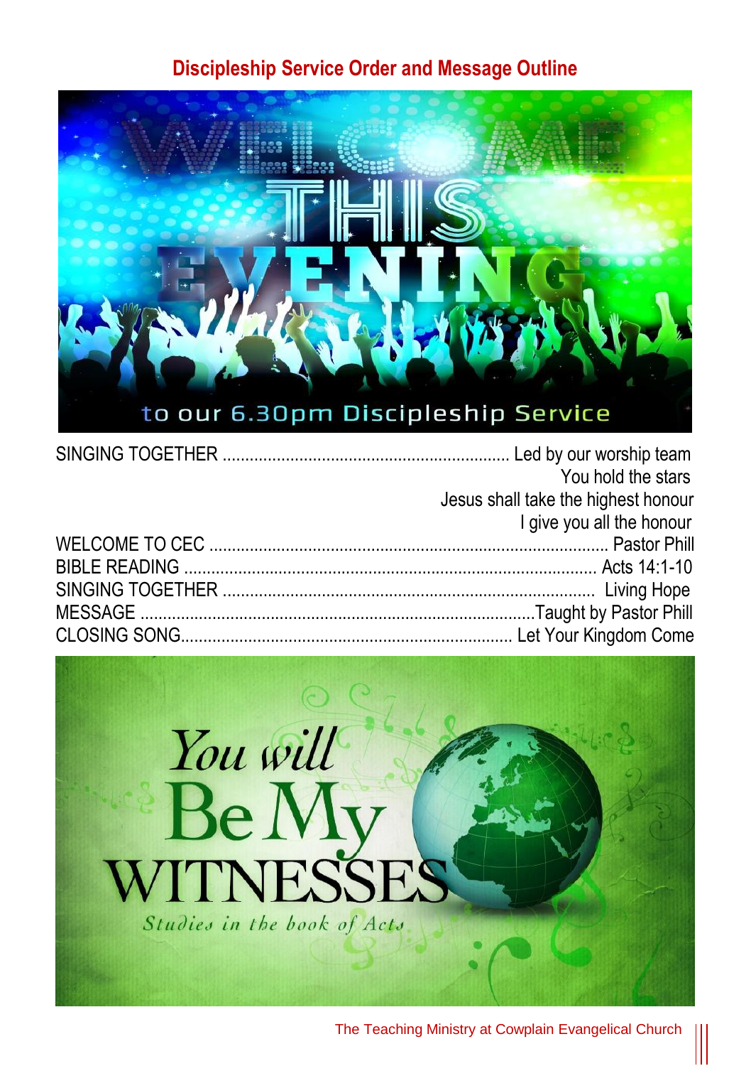## Discipleship Service Order and Message Outline

SINGING TOGETHER ................................................................ Led by our worship team
You hold the stars
Jesus shall take the highest honour
I give you all the honour

WELCOME TO CEC ........................................................................................ Pastor Phill

BIBLE READING .......................................................................................... Acts 14:1-10

SINGING TOGETHER ................................................................................ Living Hope

MESSAGE ......................................................................................Taught by Pastor Phill

CLOSING SONG......................................................................... Let Your Kingdom Come

The Teaching Ministry at Cowplain Evangelical Church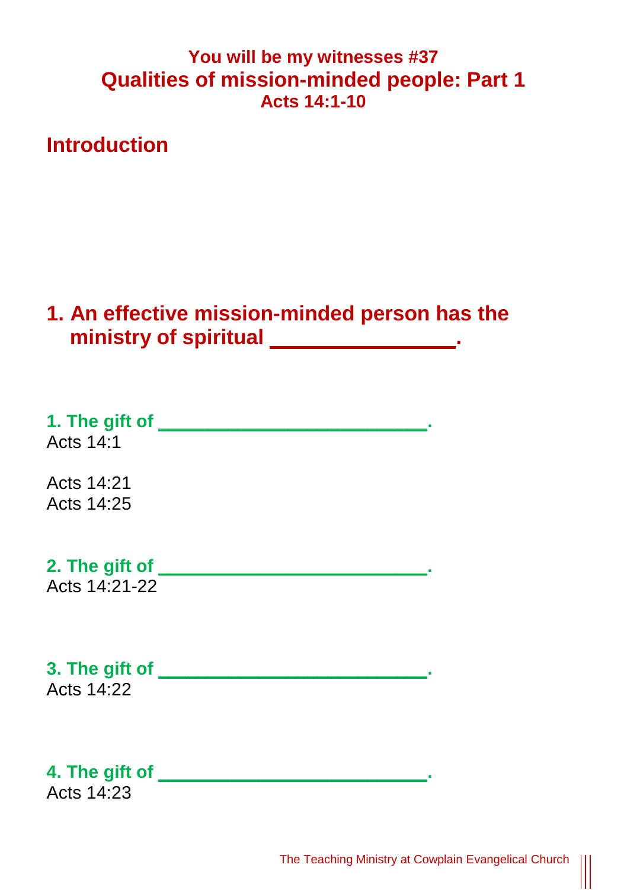### You will be my witnesses #37

# Qualities of mission-minded people: Part 1

### Acts 14:1-10

## Introduction

## 1. An effective mission-minded person has the ministry of spiritual ______________.

**1. The gift of ______________________.**
Acts 14:1

Acts 14:21
Acts 14:25

**2. The gift of ______________________.**
Acts 14:21-22

**3. The gift of ______________________.**
Acts 14:22

**4. The gift of ______________________.**
Acts 14:23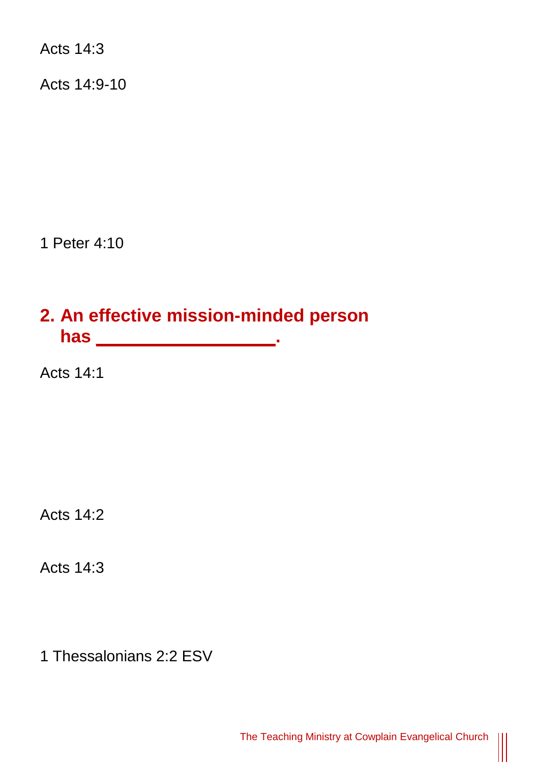Acts 14:3

Acts 14:9-10

1 Peter 4:10

## 2. An effective mission-minded person has _________________.

Acts 14:1

Acts 14:2

Acts 14:3

1 Thessalonians 2:2 ESV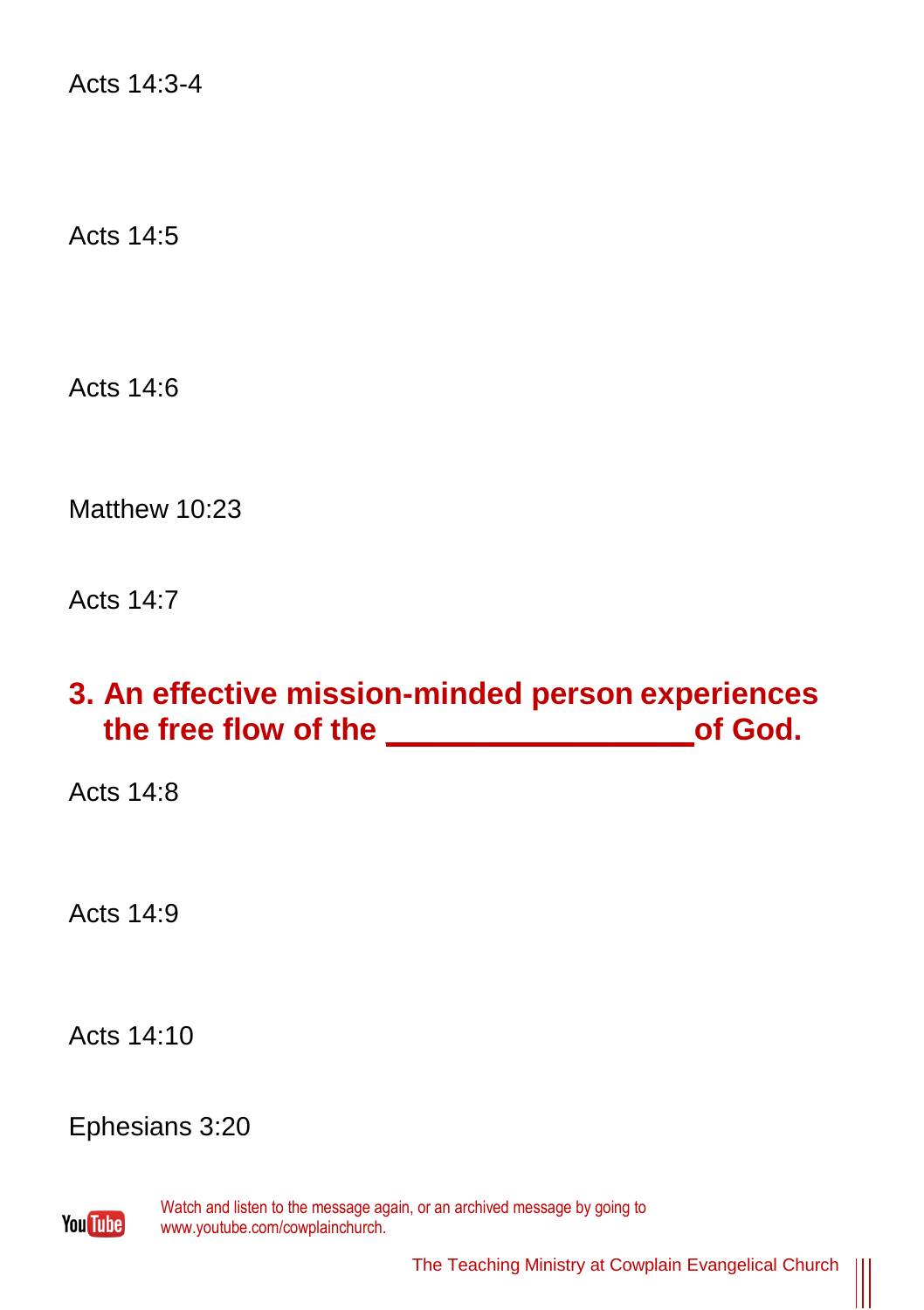Acts 14:3-4

Acts 14:5

Acts 14:6

Matthew 10:23

Acts 14:7

## 3. An effective mission-minded person experiences the free flow of the ________________ of God.

Acts 14:8

Acts 14:9

Acts 14:10

Ephesians 3:20

Watch and listen to the message again, or an archived message by going to www.youtube.com/cowplainchurch.

The Teaching Ministry at Cowplain Evangelical Church